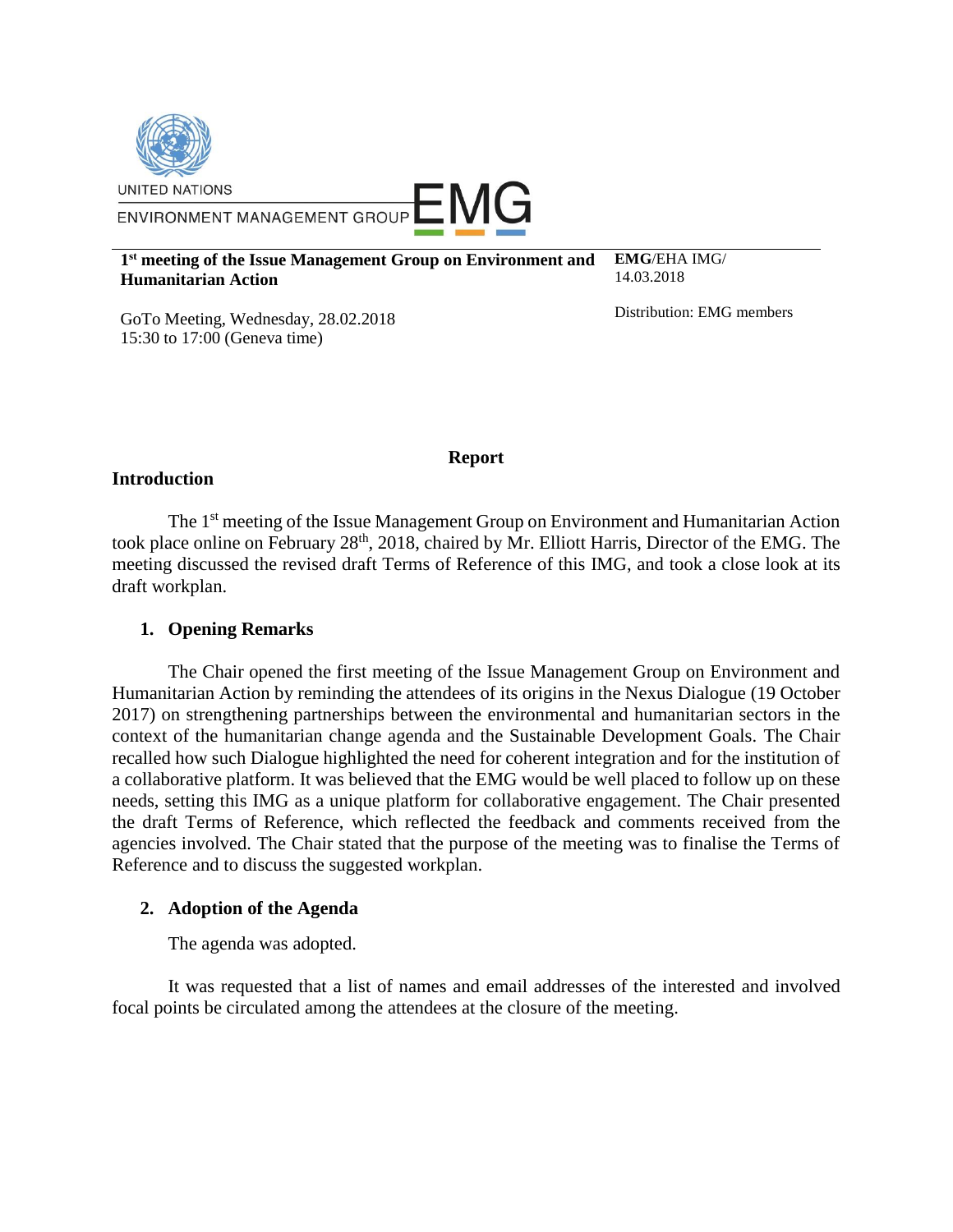UNITED NATIONS

ENVIRONMENT MANAGEMENT GROUP **EMG**

**1st meeting of the Issue Management Group on Environment and Humanitarian Action**

**EMG**/EHA IMG/
14.03.2018

GoTo Meeting, Wednesday, 28.02.2018
15:30 to 17:00 (Geneva time)

Distribution: EMG members

# Report

## Introduction

The 1st meeting of the Issue Management Group on Environment and Humanitarian Action took place online on February 28th, 2018, chaired by Mr. Elliott Harris, Director of the EMG. The meeting discussed the revised draft Terms of Reference of this IMG, and took a close look at its draft workplan.

### 1. Opening Remarks

The Chair opened the first meeting of the Issue Management Group on Environment and Humanitarian Action by reminding the attendees of its origins in the Nexus Dialogue (19 October 2017) on strengthening partnerships between the environmental and humanitarian sectors in the context of the humanitarian change agenda and the Sustainable Development Goals. The Chair recalled how such Dialogue highlighted the need for coherent integration and for the institution of a collaborative platform. It was believed that the EMG would be well placed to follow up on these needs, setting this IMG as a unique platform for collaborative engagement. The Chair presented the draft Terms of Reference, which reflected the feedback and comments received from the agencies involved. The Chair stated that the purpose of the meeting was to finalise the Terms of Reference and to discuss the suggested workplan.

### 2. Adoption of the Agenda

The agenda was adopted.

It was requested that a list of names and email addresses of the interested and involved focal points be circulated among the attendees at the closure of the meeting.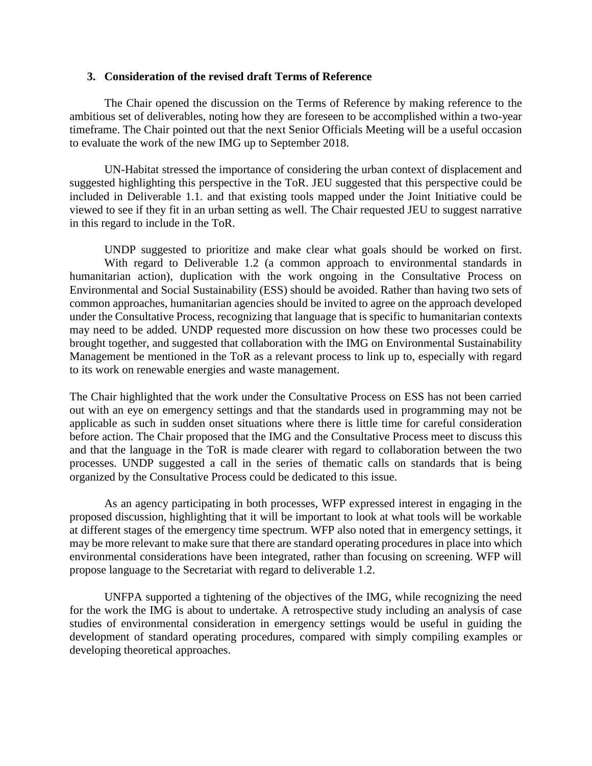### 3. Consideration of the revised draft Terms of Reference

The Chair opened the discussion on the Terms of Reference by making reference to the ambitious set of deliverables, noting how they are foreseen to be accomplished within a two-year timeframe. The Chair pointed out that the next Senior Officials Meeting will be a useful occasion to evaluate the work of the new IMG up to September 2018.

UN-Habitat stressed the importance of considering the urban context of displacement and suggested highlighting this perspective in the ToR. JEU suggested that this perspective could be included in Deliverable 1.1. and that existing tools mapped under the Joint Initiative could be viewed to see if they fit in an urban setting as well. The Chair requested JEU to suggest narrative in this regard to include in the ToR.

UNDP suggested to prioritize and make clear what goals should be worked on first.

With regard to Deliverable 1.2 (a common approach to environmental standards in humanitarian action), duplication with the work ongoing in the Consultative Process on Environmental and Social Sustainability (ESS) should be avoided. Rather than having two sets of common approaches, humanitarian agencies should be invited to agree on the approach developed under the Consultative Process, recognizing that language that is specific to humanitarian contexts may need to be added. UNDP requested more discussion on how these two processes could be brought together, and suggested that collaboration with the IMG on Environmental Sustainability Management be mentioned in the ToR as a relevant process to link up to, especially with regard to its work on renewable energies and waste management.

The Chair highlighted that the work under the Consultative Process on ESS has not been carried out with an eye on emergency settings and that the standards used in programming may not be applicable as such in sudden onset situations where there is little time for careful consideration before action. The Chair proposed that the IMG and the Consultative Process meet to discuss this and that the language in the ToR is made clearer with regard to collaboration between the two processes. UNDP suggested a call in the series of thematic calls on standards that is being organized by the Consultative Process could be dedicated to this issue.

As an agency participating in both processes, WFP expressed interest in engaging in the proposed discussion, highlighting that it will be important to look at what tools will be workable at different stages of the emergency time spectrum. WFP also noted that in emergency settings, it may be more relevant to make sure that there are standard operating procedures in place into which environmental considerations have been integrated, rather than focusing on screening. WFP will propose language to the Secretariat with regard to deliverable 1.2.

UNFPA supported a tightening of the objectives of the IMG, while recognizing the need for the work the IMG is about to undertake. A retrospective study including an analysis of case studies of environmental consideration in emergency settings would be useful in guiding the development of standard operating procedures, compared with simply compiling examples or developing theoretical approaches.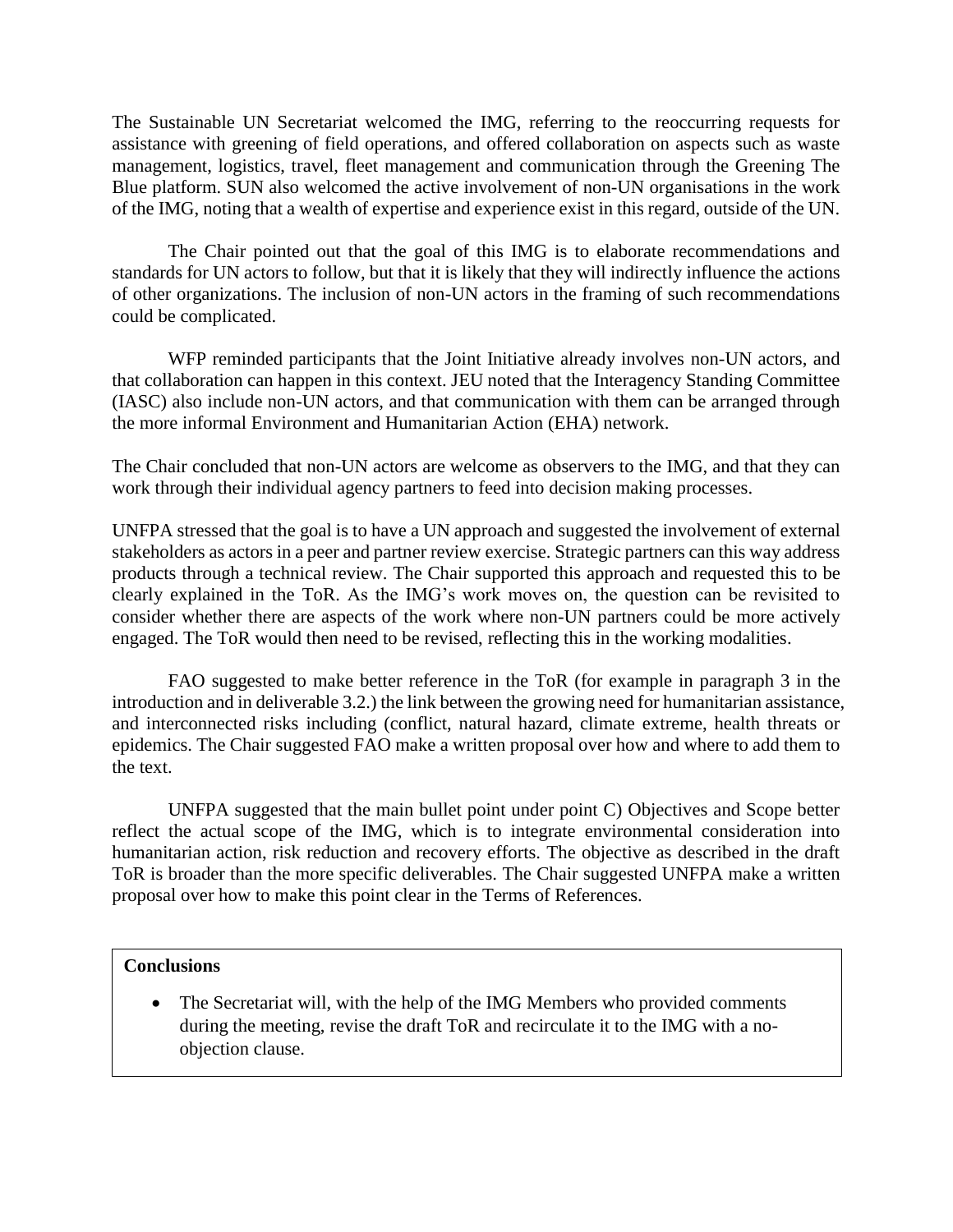The Sustainable UN Secretariat welcomed the IMG, referring to the reoccurring requests for assistance with greening of field operations, and offered collaboration on aspects such as waste management, logistics, travel, fleet management and communication through the Greening The Blue platform. SUN also welcomed the active involvement of non-UN organisations in the work of the IMG, noting that a wealth of expertise and experience exist in this regard, outside of the UN.

The Chair pointed out that the goal of this IMG is to elaborate recommendations and standards for UN actors to follow, but that it is likely that they will indirectly influence the actions of other organizations. The inclusion of non-UN actors in the framing of such recommendations could be complicated.

WFP reminded participants that the Joint Initiative already involves non-UN actors, and that collaboration can happen in this context. JEU noted that the Interagency Standing Committee (IASC) also include non-UN actors, and that communication with them can be arranged through the more informal Environment and Humanitarian Action (EHA) network.

The Chair concluded that non-UN actors are welcome as observers to the IMG, and that they can work through their individual agency partners to feed into decision making processes.

UNFPA stressed that the goal is to have a UN approach and suggested the involvement of external stakeholders as actors in a peer and partner review exercise. Strategic partners can this way address products through a technical review. The Chair supported this approach and requested this to be clearly explained in the ToR. As the IMG's work moves on, the question can be revisited to consider whether there are aspects of the work where non-UN partners could be more actively engaged. The ToR would then need to be revised, reflecting this in the working modalities.

FAO suggested to make better reference in the ToR (for example in paragraph 3 in the introduction and in deliverable 3.2.) the link between the growing need for humanitarian assistance, and interconnected risks including (conflict, natural hazard, climate extreme, health threats or epidemics. The Chair suggested FAO make a written proposal over how and where to add them to the text.

UNFPA suggested that the main bullet point under point C) Objectives and Scope better reflect the actual scope of the IMG, which is to integrate environmental consideration into humanitarian action, risk reduction and recovery efforts. The objective as described in the draft ToR is broader than the more specific deliverables. The Chair suggested UNFPA make a written proposal over how to make this point clear in the Terms of References.

**Conclusions**

- The Secretariat will, with the help of the IMG Members who provided comments during the meeting, revise the draft ToR and recirculate it to the IMG with a no-objection clause.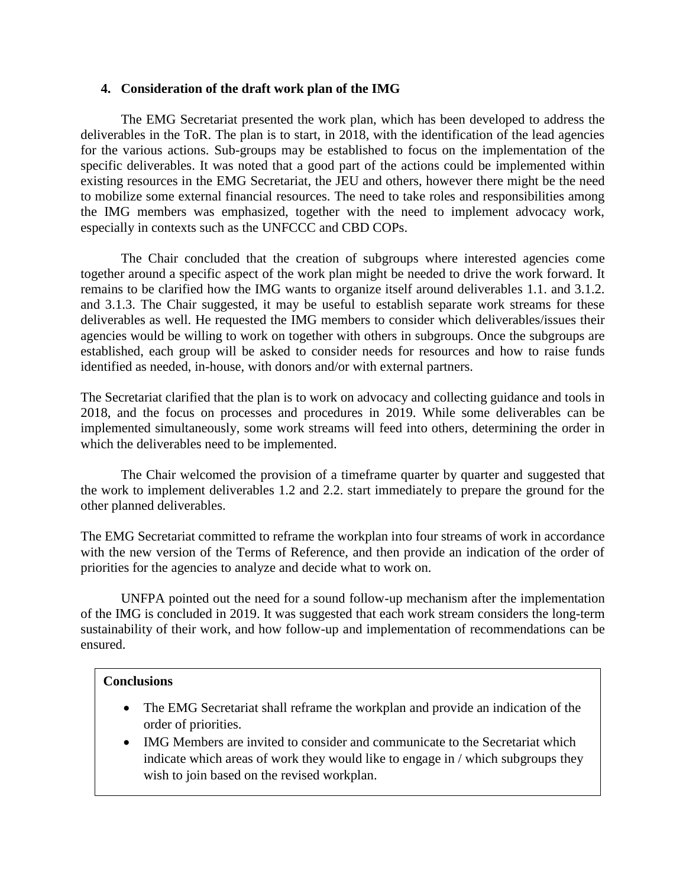## 4. Consideration of the draft work plan of the IMG

The EMG Secretariat presented the work plan, which has been developed to address the deliverables in the ToR. The plan is to start, in 2018, with the identification of the lead agencies for the various actions. Sub-groups may be established to focus on the implementation of the specific deliverables. It was noted that a good part of the actions could be implemented within existing resources in the EMG Secretariat, the JEU and others, however there might be the need to mobilize some external financial resources. The need to take roles and responsibilities among the IMG members was emphasized, together with the need to implement advocacy work, especially in contexts such as the UNFCCC and CBD COPs.

The Chair concluded that the creation of subgroups where interested agencies come together around a specific aspect of the work plan might be needed to drive the work forward. It remains to be clarified how the IMG wants to organize itself around deliverables 1.1. and 3.1.2. and 3.1.3. The Chair suggested, it may be useful to establish separate work streams for these deliverables as well. He requested the IMG members to consider which deliverables/issues their agencies would be willing to work on together with others in subgroups. Once the subgroups are established, each group will be asked to consider needs for resources and how to raise funds identified as needed, in-house, with donors and/or with external partners.

The Secretariat clarified that the plan is to work on advocacy and collecting guidance and tools in 2018, and the focus on processes and procedures in 2019. While some deliverables can be implemented simultaneously, some work streams will feed into others, determining the order in which the deliverables need to be implemented.

The Chair welcomed the provision of a timeframe quarter by quarter and suggested that the work to implement deliverables 1.2 and 2.2. start immediately to prepare the ground for the other planned deliverables.

The EMG Secretariat committed to reframe the workplan into four streams of work in accordance with the new version of the Terms of Reference, and then provide an indication of the order of priorities for the agencies to analyze and decide what to work on.

UNFPA pointed out the need for a sound follow-up mechanism after the implementation of the IMG is concluded in 2019. It was suggested that each work stream considers the long-term sustainability of their work, and how follow-up and implementation of recommendations can be ensured.

**Conclusions**

- The EMG Secretariat shall reframe the workplan and provide an indication of the order of priorities.
- IMG Members are invited to consider and communicate to the Secretariat which indicate which areas of work they would like to engage in / which subgroups they wish to join based on the revised workplan.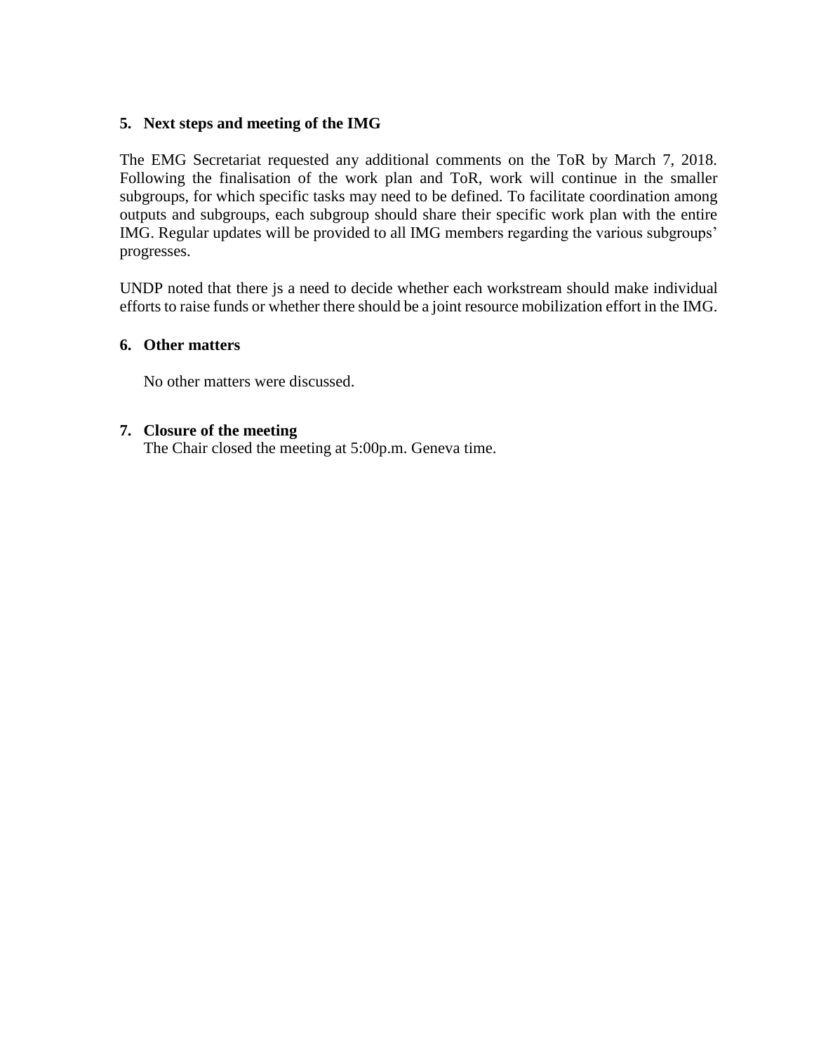**5. Next steps and meeting of the IMG**

The EMG Secretariat requested any additional comments on the ToR by March 7, 2018. Following the finalisation of the work plan and ToR, work will continue in the smaller subgroups, for which specific tasks may need to be defined. To facilitate coordination among outputs and subgroups, each subgroup should share their specific work plan with the entire IMG. Regular updates will be provided to all IMG members regarding the various subgroups' progresses.

UNDP noted that there js a need to decide whether each workstream should make individual efforts to raise funds or whether there should be a joint resource mobilization effort in the IMG.

**6. Other matters**

No other matters were discussed.

**7. Closure of the meeting**

The Chair closed the meeting at 5:00p.m. Geneva time.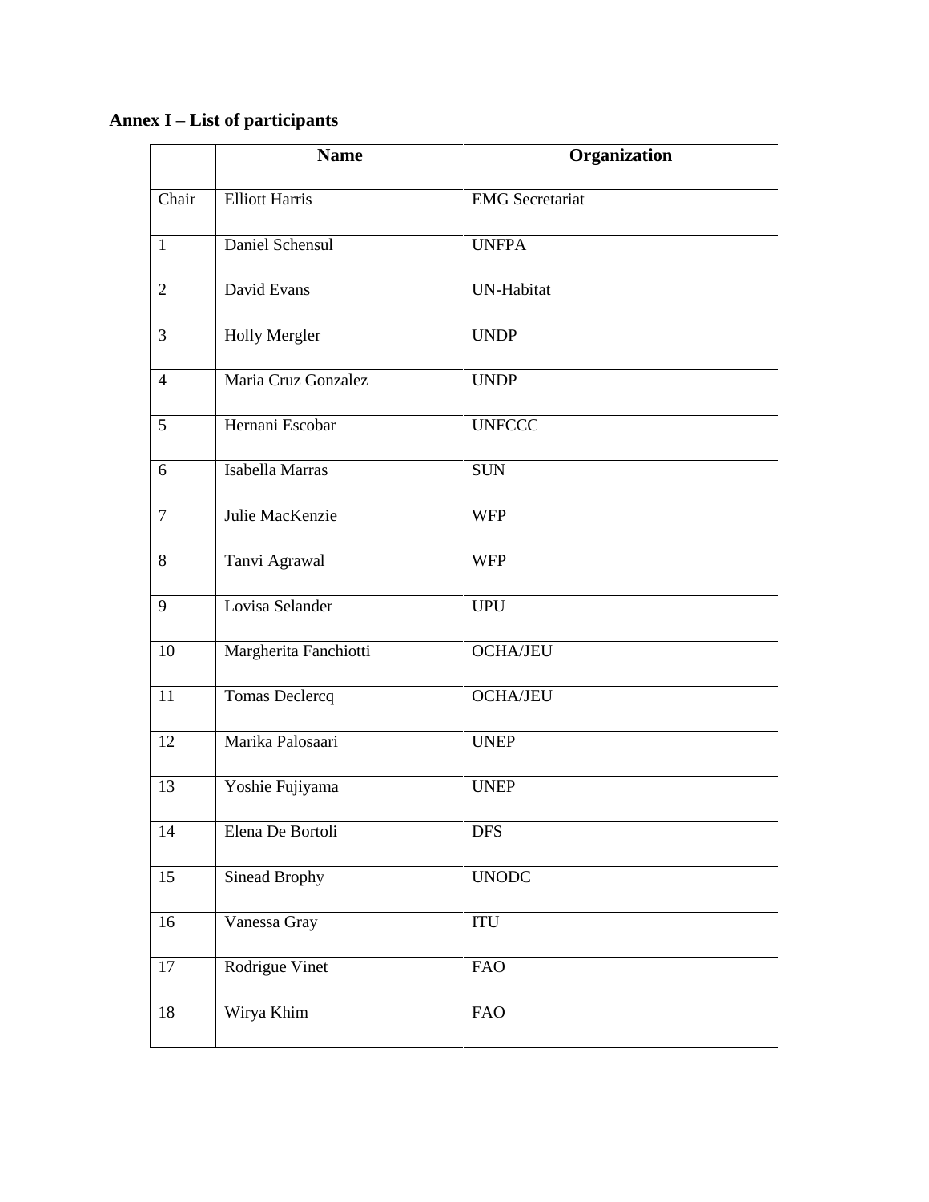**Annex I – List of participants**

| | Name | Organization |
|---|---|---|
| Chair | Elliott Harris | EMG Secretariat |
| 1 | Daniel Schensul | UNFPA |
| 2 | David Evans | UN-Habitat |
| 3 | Holly Mergler | UNDP |
| 4 | Maria Cruz Gonzalez | UNDP |
| 5 | Hernani Escobar | UNFCCC |
| 6 | Isabella Marras | SUN |
| 7 | Julie MacKenzie | WFP |
| 8 | Tanvi Agrawal | WFP |
| 9 | Lovisa Selander | UPU |
| 10 | Margherita Fanchiotti | OCHA/JEU |
| 11 | Tomas Declercq | OCHA/JEU |
| 12 | Marika Palosaari | UNEP |
| 13 | Yoshie Fujiyama | UNEP |
| 14 | Elena De Bortoli | DFS |
| 15 | Sinead Brophy | UNODC |
| 16 | Vanessa Gray | ITU |
| 17 | Rodrigue Vinet | FAO |
| 18 | Wirya Khim | FAO |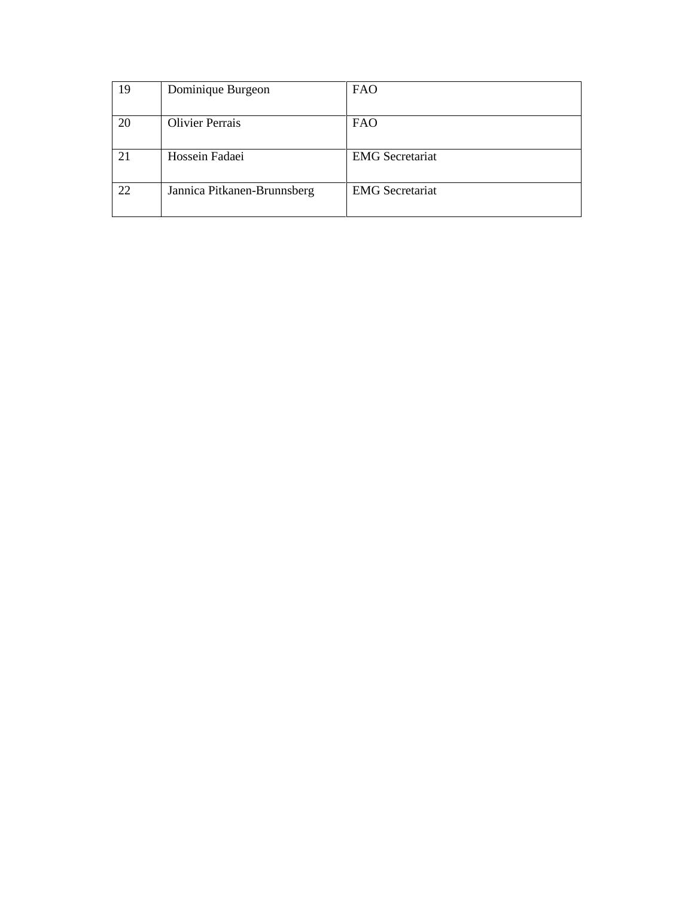| | | |
|---|---|---|
| 19 | Dominique Burgeon | FAO |
| 20 | Olivier Perrais | FAO |
| 21 | Hossein Fadaei | EMG Secretariat |
| 22 | Jannica Pitkanen-Brunnsberg | EMG Secretariat |